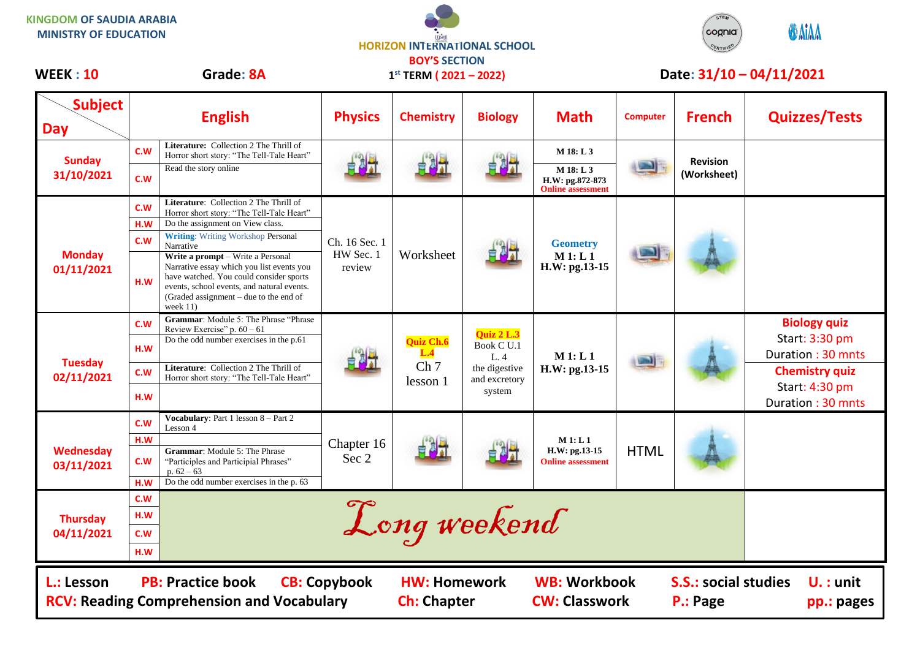KINGDOM OF SAUDIA ARABIA
MINISTRY OF EDUCATION

HORIZON INTERNATIONAL SCHOOL
BOY'S SECTION
1st TERM ( 2021 – 2022)

**WEEK : 10** **Grade: 8A** **Date: 31/10 – 04/11/2021**

| Subject / Day | | English | Physics | Chemistry | Biology | Math | Computer | French | Quizzes/Tests |
|---|---|---|---|---|---|---|---|---|---|
| **Sunday 31/10/2021** | C.W | **Literature:** Collection 2 The Thrill of Horror short story: "The Tell-Tale Heart" | | | | M 18: L 3 | | Revision (Worksheet) | |
| | C.W | Read the story online | | | | M 18: L 3 H.W: pg.872-873 Online assessment | | | |
| **Monday 01/11/2021** | C.W | **Literature:** Collection 2 The Thrill of Horror short story: "The Tell-Tale Heart" | Ch. 16 Sec. 1 HW Sec. 1 review | Worksheet | | Geometry M 1: L 1 H.W: pg.13-15 | | | |
| | H.W | Do the assignment on View class. | | | | | | | |
| | C.W | **Writing:** Writing Workshop Personal Narrative | | | | | | | |
| | H.W | **Write a prompt** – Write a Personal Narrative essay which you list events you have watched. You could consider sports events, school events, and natural events. (Graded assignment – due to the end of week 11) | | | | | | | |
| **Tuesday 02/11/2021** | C.W | **Grammar:** Module 5: The Phrase "Phrase Review Exercise" p. 60 – 61 | | Quiz Ch.6 L.4 Ch 7 lesson 1 | Quiz 2 L.3 Book C U.1 L. 4 the digestive and excretory system | M 1: L 1 H.W: pg.13-15 | | | **Biology quiz** Start: 3:30 pm Duration : 30 mnts |
| | H.W | Do the odd number exercises in the p.61 | | | | | | | |
| | C.W | **Literature:** Collection 2 The Thrill of Horror short story: "The Tell-Tale Heart" | | | | | | | **Chemistry quiz** Start: 4:30 pm Duration : 30 mnts |
| | H.W | | | | | | | | |
| **Wednesday 03/11/2021** | C.W | **Vocabulary:** Part 1 lesson 8 – Part 2 Lesson 4 | Chapter 16 Sec 2 | | | M 1: L 1 H.W: pg.13-15 Online assessment | HTML | | |
| | H.W | | | | | | | | |
| | C.W | **Grammar:** Module 5: The Phrase "Participles and Participial Phrases" p. 62 – 63 | | | | | | | |
| | H.W | Do the odd number exercises in the p. 63 | | | | | | | |
| **Thursday 04/11/2021** | C.W | Long weekend | | | | | | | |
| | H.W | | | | | | | | |
| | C.W | | | | | | | | |
| | H.W | | | | | | | | |

**L.:** Lesson **PB:** Practice book **CB:** Copybook **HW:** Homework **WB:** Workbook **S.S.:** social studies **U. :** unit
**RCV:** Reading Comprehension and Vocabulary **Ch:** Chapter **CW:** Classwork **P.:** Page **pp.:** pages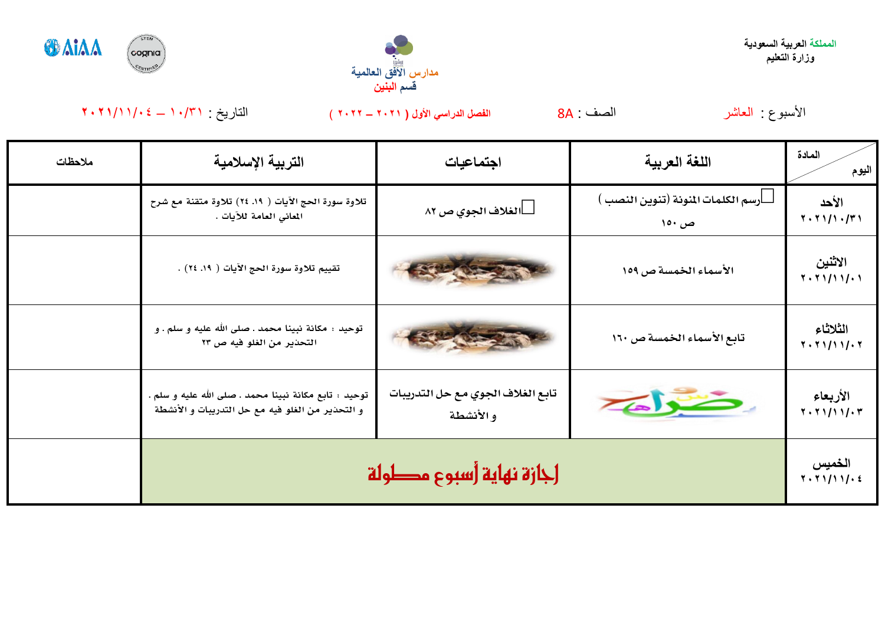المملكة العربية السعودية
وزارة التعليم

مدارس الأفق العالمية
قسم البنين

الأسبوع : العاشر | الصف : 8A | الفصل الدراسي الأول ( ٢٠٢١ – ٢٠٢٢ ) | التاريخ : ١٠/٣١ – ٢٠٢١/١١/٠٤

| المادة / اليوم | اللغة العربية | اجتماعيات | التربية الإسلامية | ملاحظات |
|---|---|---|---|---|
| الأحد ٢٠٢١/١٠/٣١ | رسم الكلمات المنونة (تنوين النصب ) ص ١٥٠ | الغلاف الجوي ص ٨٢ | تلاوة سورة الحج الآيات ( ١٩، ٢٤) تلاوة متقنة مع شرح المعاني العامة للآيات . | |
| الاثنين ٢٠٢١/١١/٠١ | الأسماء الخمسة ص ١٥٩ | | تقييم تلاوة سورة الحج الآيات ( ١٩، ٢٤) . | |
| الثلاثاء ٢٠٢١/١١/٠٢ | تابع الأسماء الخمسة ص ١٦٠ | | توحيد : مكانة نبينا محمد . صلى الله عليه و سلم . و التحذير من الغلو فيه ص ٢٣ | |
| الأربعاء ٢٠٢١/١١/٠٣ | | تابع الغلاف الجوي مع حل التدريبات و الأنشطة | توحيد : تابع مكانة نبينا محمد . صلى الله عليه و سلم . و التحذير من الغلو فيه مع حل التدريبات و الأنشطة | |
| الخميس ٢٠٢١/١١/٠٤ | إجازة نهاية أسبوع مطولة | | | |